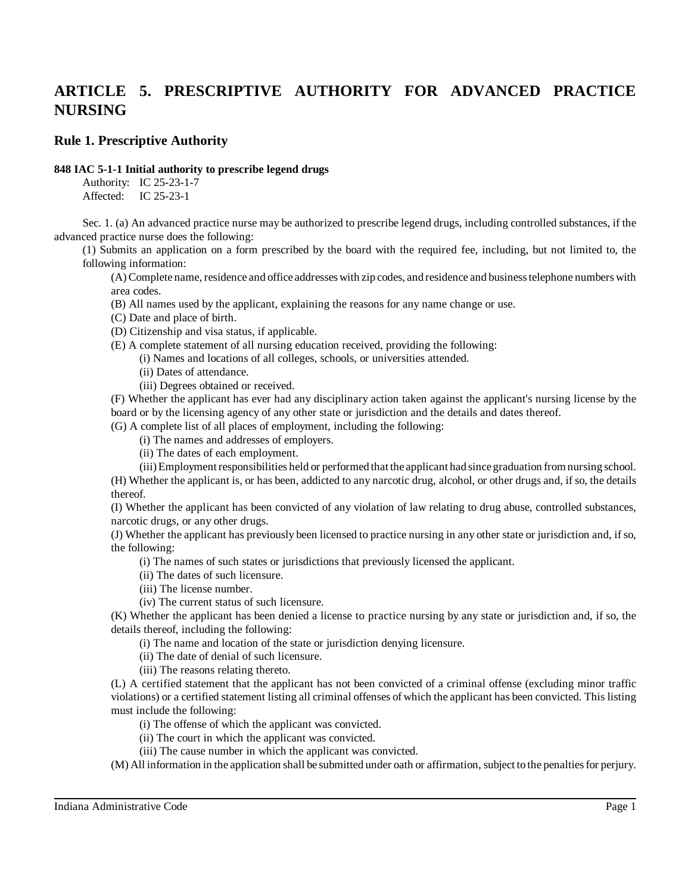# ARTICLE 5. PRESCRIPTIVE AUTHORITY FOR ADVANCED PRACTICE NURSING

## Rule 1. Prescriptive Authority

**848 IAC 5-1-1 Initial authority to prescribe legend drugs**

Authority: IC 25-23-1-7
Affected: IC 25-23-1

Sec. 1. (a) An advanced practice nurse may be authorized to prescribe legend drugs, including controlled substances, if the advanced practice nurse does the following:

(1) Submits an application on a form prescribed by the board with the required fee, including, but not limited to, the following information:

(A) Complete name, residence and office addresses with zip codes, and residence and business telephone numbers with area codes.

(B) All names used by the applicant, explaining the reasons for any name change or use.

(C) Date and place of birth.

(D) Citizenship and visa status, if applicable.

(E) A complete statement of all nursing education received, providing the following:

(i) Names and locations of all colleges, schools, or universities attended.

(ii) Dates of attendance.

(iii) Degrees obtained or received.

(F) Whether the applicant has ever had any disciplinary action taken against the applicant's nursing license by the board or by the licensing agency of any other state or jurisdiction and the details and dates thereof.

(G) A complete list of all places of employment, including the following:

(i) The names and addresses of employers.

(ii) The dates of each employment.

(iii) Employment responsibilities held or performed that the applicant had since graduation from nursing school.

(H) Whether the applicant is, or has been, addicted to any narcotic drug, alcohol, or other drugs and, if so, the details thereof.

(I) Whether the applicant has been convicted of any violation of law relating to drug abuse, controlled substances, narcotic drugs, or any other drugs.

(J) Whether the applicant has previously been licensed to practice nursing in any other state or jurisdiction and, if so, the following:

(i) The names of such states or jurisdictions that previously licensed the applicant.

(ii) The dates of such licensure.

(iii) The license number.

(iv) The current status of such licensure.

(K) Whether the applicant has been denied a license to practice nursing by any state or jurisdiction and, if so, the details thereof, including the following:

(i) The name and location of the state or jurisdiction denying licensure.

(ii) The date of denial of such licensure.

(iii) The reasons relating thereto.

(L) A certified statement that the applicant has not been convicted of a criminal offense (excluding minor traffic violations) or a certified statement listing all criminal offenses of which the applicant has been convicted. This listing must include the following:

(i) The offense of which the applicant was convicted.

(ii) The court in which the applicant was convicted.

(iii) The cause number in which the applicant was convicted.

(M) All information in the application shall be submitted under oath or affirmation, subject to the penalties for perjury.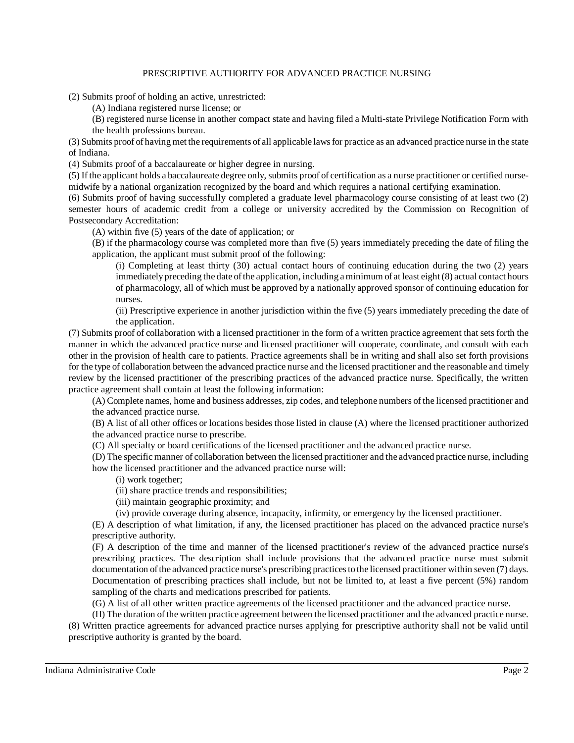(2) Submits proof of holding an active, unrestricted:

(A) Indiana registered nurse license; or

(B) registered nurse license in another compact state and having filed a Multi-state Privilege Notification Form with the health professions bureau.

(3) Submits proof of having met the requirements of all applicable laws for practice as an advanced practice nurse in the state of Indiana.

(4) Submits proof of a baccalaureate or higher degree in nursing.

(5) If the applicant holds a baccalaureate degree only, submits proof of certification as a nurse practitioner or certified nurse-midwife by a national organization recognized by the board and which requires a national certifying examination.

(6) Submits proof of having successfully completed a graduate level pharmacology course consisting of at least two (2) semester hours of academic credit from a college or university accredited by the Commission on Recognition of Postsecondary Accreditation:

(A) within five (5) years of the date of application; or

(B) if the pharmacology course was completed more than five (5) years immediately preceding the date of filing the application, the applicant must submit proof of the following:

(i) Completing at least thirty (30) actual contact hours of continuing education during the two (2) years immediately preceding the date of the application, including a minimum of at least eight (8) actual contact hours of pharmacology, all of which must be approved by a nationally approved sponsor of continuing education for nurses.

(ii) Prescriptive experience in another jurisdiction within the five (5) years immediately preceding the date of the application.

(7) Submits proof of collaboration with a licensed practitioner in the form of a written practice agreement that sets forth the manner in which the advanced practice nurse and licensed practitioner will cooperate, coordinate, and consult with each other in the provision of health care to patients. Practice agreements shall be in writing and shall also set forth provisions for the type of collaboration between the advanced practice nurse and the licensed practitioner and the reasonable and timely review by the licensed practitioner of the prescribing practices of the advanced practice nurse. Specifically, the written practice agreement shall contain at least the following information:

(A) Complete names, home and business addresses, zip codes, and telephone numbers of the licensed practitioner and the advanced practice nurse.

(B) A list of all other offices or locations besides those listed in clause (A) where the licensed practitioner authorized the advanced practice nurse to prescribe.

(C) All specialty or board certifications of the licensed practitioner and the advanced practice nurse.

(D) The specific manner of collaboration between the licensed practitioner and the advanced practice nurse, including how the licensed practitioner and the advanced practice nurse will:

(i) work together;

(ii) share practice trends and responsibilities;

(iii) maintain geographic proximity; and

(iv) provide coverage during absence, incapacity, infirmity, or emergency by the licensed practitioner.

(E) A description of what limitation, if any, the licensed practitioner has placed on the advanced practice nurse's prescriptive authority.

(F) A description of the time and manner of the licensed practitioner's review of the advanced practice nurse's prescribing practices. The description shall include provisions that the advanced practice nurse must submit documentation of the advanced practice nurse's prescribing practices to the licensed practitioner within seven (7) days. Documentation of prescribing practices shall include, but not be limited to, at least a five percent (5%) random sampling of the charts and medications prescribed for patients.

(G) A list of all other written practice agreements of the licensed practitioner and the advanced practice nurse.

(H) The duration of the written practice agreement between the licensed practitioner and the advanced practice nurse.

(8) Written practice agreements for advanced practice nurses applying for prescriptive authority shall not be valid until prescriptive authority is granted by the board.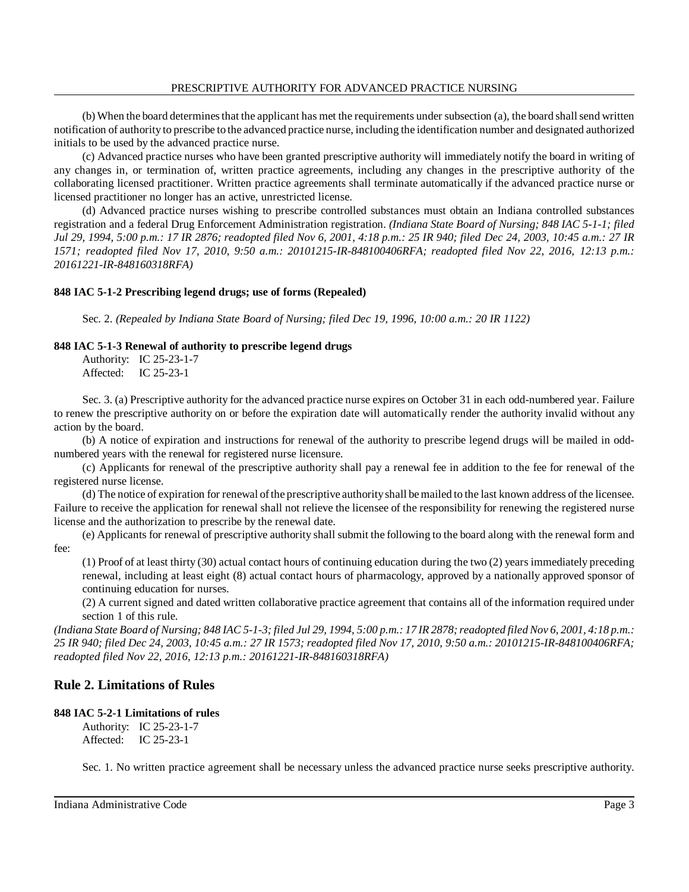(b) When the board determines that the applicant has met the requirements under subsection (a), the board shall send written notification of authority to prescribe to the advanced practice nurse, including the identification number and designated authorized initials to be used by the advanced practice nurse.

(c) Advanced practice nurses who have been granted prescriptive authority will immediately notify the board in writing of any changes in, or termination of, written practice agreements, including any changes in the prescriptive authority of the collaborating licensed practitioner. Written practice agreements shall terminate automatically if the advanced practice nurse or licensed practitioner no longer has an active, unrestricted license.

(d) Advanced practice nurses wishing to prescribe controlled substances must obtain an Indiana controlled substances registration and a federal Drug Enforcement Administration registration. *(Indiana State Board of Nursing; 848 IAC 5-1-1; filed Jul 29, 1994, 5:00 p.m.: 17 IR 2876; readopted filed Nov 6, 2001, 4:18 p.m.: 25 IR 940; filed Dec 24, 2003, 10:45 a.m.: 27 IR 1571; readopted filed Nov 17, 2010, 9:50 a.m.: 20101215-IR-848100406RFA; readopted filed Nov 22, 2016, 12:13 p.m.: 20161221-IR-848160318RFA)*

**848 IAC 5-1-2 Prescribing legend drugs; use of forms (Repealed)**

Sec. 2. *(Repealed by Indiana State Board of Nursing; filed Dec 19, 1996, 10:00 a.m.: 20 IR 1122)*

**848 IAC 5-1-3 Renewal of authority to prescribe legend drugs**

Authority: IC 25-23-1-7
Affected: IC 25-23-1

Sec. 3. (a) Prescriptive authority for the advanced practice nurse expires on October 31 in each odd-numbered year. Failure to renew the prescriptive authority on or before the expiration date will automatically render the authority invalid without any action by the board.

(b) A notice of expiration and instructions for renewal of the authority to prescribe legend drugs will be mailed in odd-numbered years with the renewal for registered nurse licensure.

(c) Applicants for renewal of the prescriptive authority shall pay a renewal fee in addition to the fee for renewal of the registered nurse license.

(d) The notice of expiration for renewal of the prescriptive authority shall be mailed to the last known address of the licensee. Failure to receive the application for renewal shall not relieve the licensee of the responsibility for renewing the registered nurse license and the authorization to prescribe by the renewal date.

(e) Applicants for renewal of prescriptive authority shall submit the following to the board along with the renewal form and fee:

(1) Proof of at least thirty (30) actual contact hours of continuing education during the two (2) years immediately preceding renewal, including at least eight (8) actual contact hours of pharmacology, approved by a nationally approved sponsor of continuing education for nurses.

(2) A current signed and dated written collaborative practice agreement that contains all of the information required under section 1 of this rule.

*(Indiana State Board of Nursing; 848 IAC 5-1-3; filed Jul 29, 1994, 5:00 p.m.: 17 IR 2878; readopted filed Nov 6, 2001, 4:18 p.m.: 25 IR 940; filed Dec 24, 2003, 10:45 a.m.: 27 IR 1573; readopted filed Nov 17, 2010, 9:50 a.m.: 20101215-IR-848100406RFA; readopted filed Nov 22, 2016, 12:13 p.m.: 20161221-IR-848160318RFA)*

## Rule 2. Limitations of Rules

**848 IAC 5-2-1 Limitations of rules**

Authority: IC 25-23-1-7
Affected: IC 25-23-1

Sec. 1. No written practice agreement shall be necessary unless the advanced practice nurse seeks prescriptive authority.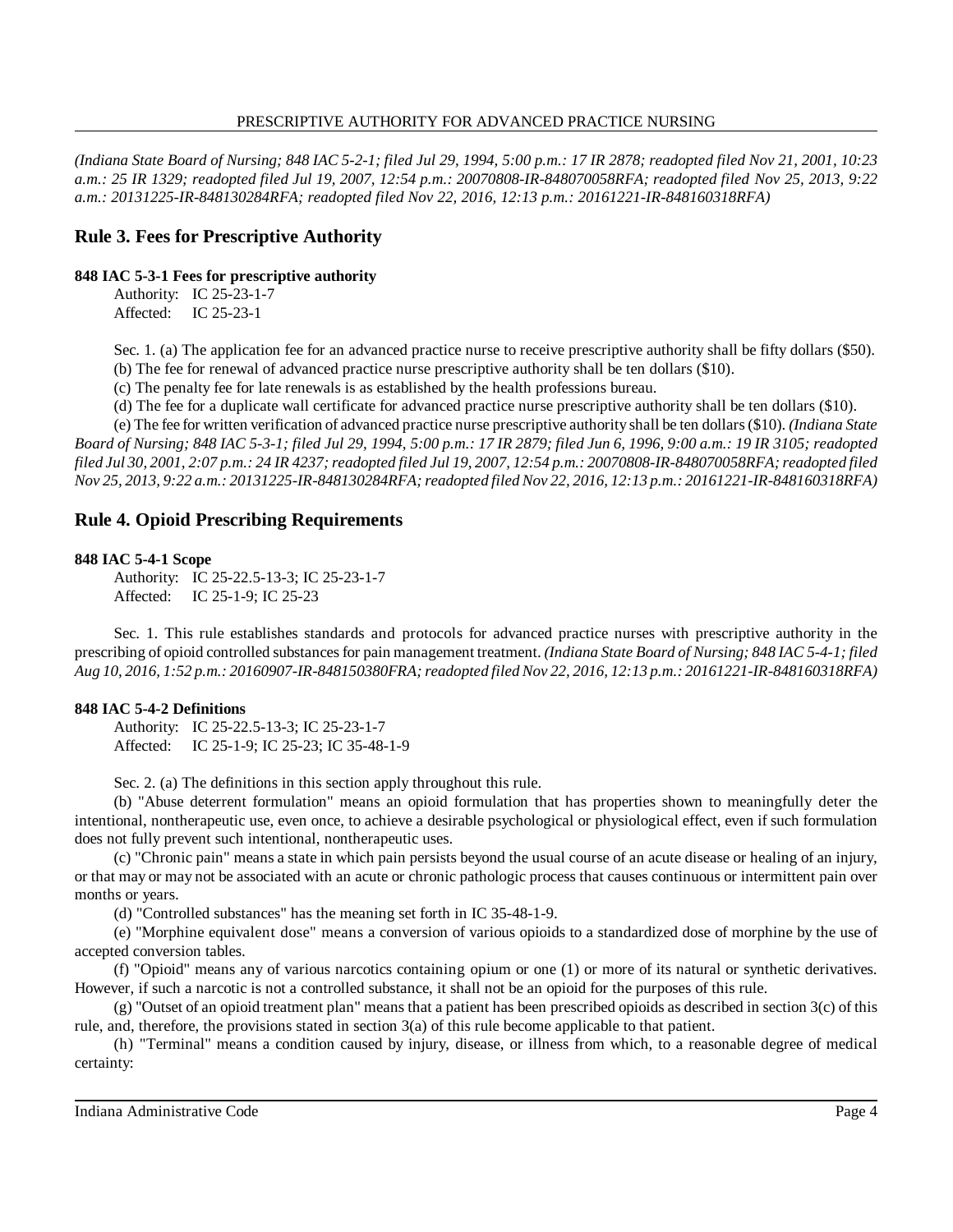*(Indiana State Board of Nursing; 848 IAC 5-2-1; filed Jul 29, 1994, 5:00 p.m.: 17 IR 2878; readopted filed Nov 21, 2001, 10:23 a.m.: 25 IR 1329; readopted filed Jul 19, 2007, 12:54 p.m.: 20070808-IR-848070058RFA; readopted filed Nov 25, 2013, 9:22 a.m.: 20131225-IR-848130284RFA; readopted filed Nov 22, 2016, 12:13 p.m.: 20161221-IR-848160318RFA)*

## Rule 3. Fees for Prescriptive Authority

**848 IAC 5-3-1 Fees for prescriptive authority**

Authority: IC 25-23-1-7
Affected: IC 25-23-1

Sec. 1. (a) The application fee for an advanced practice nurse to receive prescriptive authority shall be fifty dollars ($50).

(b) The fee for renewal of advanced practice nurse prescriptive authority shall be ten dollars ($10).

(c) The penalty fee for late renewals is as established by the health professions bureau.

(d) The fee for a duplicate wall certificate for advanced practice nurse prescriptive authority shall be ten dollars ($10).

(e) The fee for written verification of advanced practice nurse prescriptive authority shall be ten dollars ($10). *(Indiana State Board of Nursing; 848 IAC 5-3-1; filed Jul 29, 1994, 5:00 p.m.: 17 IR 2879; filed Jun 6, 1996, 9:00 a.m.: 19 IR 3105; readopted filed Jul 30, 2001, 2:07 p.m.: 24 IR 4237; readopted filed Jul 19, 2007, 12:54 p.m.: 20070808-IR-848070058RFA; readopted filed Nov 25, 2013, 9:22 a.m.: 20131225-IR-848130284RFA; readopted filed Nov 22, 2016, 12:13 p.m.: 20161221-IR-848160318RFA)*

## Rule 4. Opioid Prescribing Requirements

**848 IAC 5-4-1 Scope**

Authority: IC 25-22.5-13-3; IC 25-23-1-7
Affected: IC 25-1-9; IC 25-23

Sec. 1. This rule establishes standards and protocols for advanced practice nurses with prescriptive authority in the prescribing of opioid controlled substances for pain management treatment. *(Indiana State Board of Nursing; 848 IAC 5-4-1; filed Aug 10, 2016, 1:52 p.m.: 20160907-IR-848150380FRA; readopted filed Nov 22, 2016, 12:13 p.m.: 20161221-IR-848160318RFA)*

**848 IAC 5-4-2 Definitions**

Authority: IC 25-22.5-13-3; IC 25-23-1-7
Affected: IC 25-1-9; IC 25-23; IC 35-48-1-9

Sec. 2. (a) The definitions in this section apply throughout this rule.

(b) "Abuse deterrent formulation" means an opioid formulation that has properties shown to meaningfully deter the intentional, nontherapeutic use, even once, to achieve a desirable psychological or physiological effect, even if such formulation does not fully prevent such intentional, nontherapeutic uses.

(c) "Chronic pain" means a state in which pain persists beyond the usual course of an acute disease or healing of an injury, or that may or may not be associated with an acute or chronic pathologic process that causes continuous or intermittent pain over months or years.

(d) "Controlled substances" has the meaning set forth in IC 35-48-1-9.

(e) "Morphine equivalent dose" means a conversion of various opioids to a standardized dose of morphine by the use of accepted conversion tables.

(f) "Opioid" means any of various narcotics containing opium or one (1) or more of its natural or synthetic derivatives. However, if such a narcotic is not a controlled substance, it shall not be an opioid for the purposes of this rule.

(g) "Outset of an opioid treatment plan" means that a patient has been prescribed opioids as described in section 3(c) of this rule, and, therefore, the provisions stated in section 3(a) of this rule become applicable to that patient.

(h) "Terminal" means a condition caused by injury, disease, or illness from which, to a reasonable degree of medical certainty: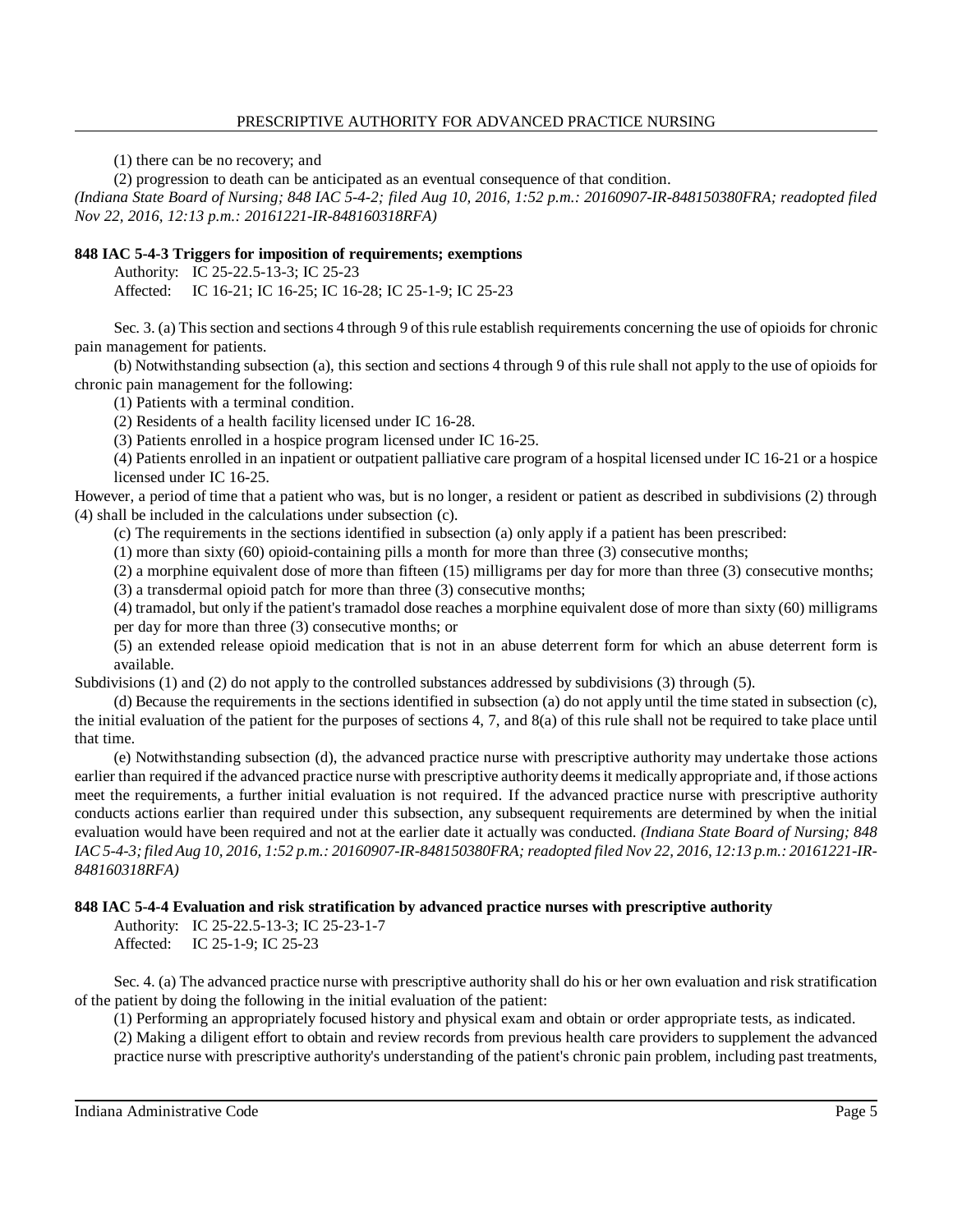(1) there can be no recovery; and

(2) progression to death can be anticipated as an eventual consequence of that condition.

*(Indiana State Board of Nursing; 848 IAC 5-4-2; filed Aug 10, 2016, 1:52 p.m.: 20160907-IR-848150380FRA; readopted filed Nov 22, 2016, 12:13 p.m.: 20161221-IR-848160318RFA)*

**848 IAC 5-4-3 Triggers for imposition of requirements; exemptions**

Authority: IC 25-22.5-13-3; IC 25-23

Affected: IC 16-21; IC 16-25; IC 16-28; IC 25-1-9; IC 25-23

Sec. 3. (a) This section and sections 4 through 9 of this rule establish requirements concerning the use of opioids for chronic pain management for patients.

(b) Notwithstanding subsection (a), this section and sections 4 through 9 of this rule shall not apply to the use of opioids for chronic pain management for the following:

(1) Patients with a terminal condition.

(2) Residents of a health facility licensed under IC 16-28.

(3) Patients enrolled in a hospice program licensed under IC 16-25.

(4) Patients enrolled in an inpatient or outpatient palliative care program of a hospital licensed under IC 16-21 or a hospice licensed under IC 16-25.

However, a period of time that a patient who was, but is no longer, a resident or patient as described in subdivisions (2) through (4) shall be included in the calculations under subsection (c).

(c) The requirements in the sections identified in subsection (a) only apply if a patient has been prescribed:

(1) more than sixty (60) opioid-containing pills a month for more than three (3) consecutive months;

(2) a morphine equivalent dose of more than fifteen (15) milligrams per day for more than three (3) consecutive months;

(3) a transdermal opioid patch for more than three (3) consecutive months;

(4) tramadol, but only if the patient's tramadol dose reaches a morphine equivalent dose of more than sixty (60) milligrams per day for more than three (3) consecutive months; or

(5) an extended release opioid medication that is not in an abuse deterrent form for which an abuse deterrent form is available.

Subdivisions (1) and (2) do not apply to the controlled substances addressed by subdivisions (3) through (5).

(d) Because the requirements in the sections identified in subsection (a) do not apply until the time stated in subsection (c), the initial evaluation of the patient for the purposes of sections 4, 7, and 8(a) of this rule shall not be required to take place until that time.

(e) Notwithstanding subsection (d), the advanced practice nurse with prescriptive authority may undertake those actions earlier than required if the advanced practice nurse with prescriptive authority deems it medically appropriate and, if those actions meet the requirements, a further initial evaluation is not required. If the advanced practice nurse with prescriptive authority conducts actions earlier than required under this subsection, any subsequent requirements are determined by when the initial evaluation would have been required and not at the earlier date it actually was conducted. *(Indiana State Board of Nursing; 848 IAC 5-4-3; filed Aug 10, 2016, 1:52 p.m.: 20160907-IR-848150380FRA; readopted filed Nov 22, 2016, 12:13 p.m.: 20161221-IR-848160318RFA)*

**848 IAC 5-4-4 Evaluation and risk stratification by advanced practice nurses with prescriptive authority**

Authority: IC 25-22.5-13-3; IC 25-23-1-7

Affected: IC 25-1-9; IC 25-23

Sec. 4. (a) The advanced practice nurse with prescriptive authority shall do his or her own evaluation and risk stratification of the patient by doing the following in the initial evaluation of the patient:

(1) Performing an appropriately focused history and physical exam and obtain or order appropriate tests, as indicated.

(2) Making a diligent effort to obtain and review records from previous health care providers to supplement the advanced practice nurse with prescriptive authority's understanding of the patient's chronic pain problem, including past treatments,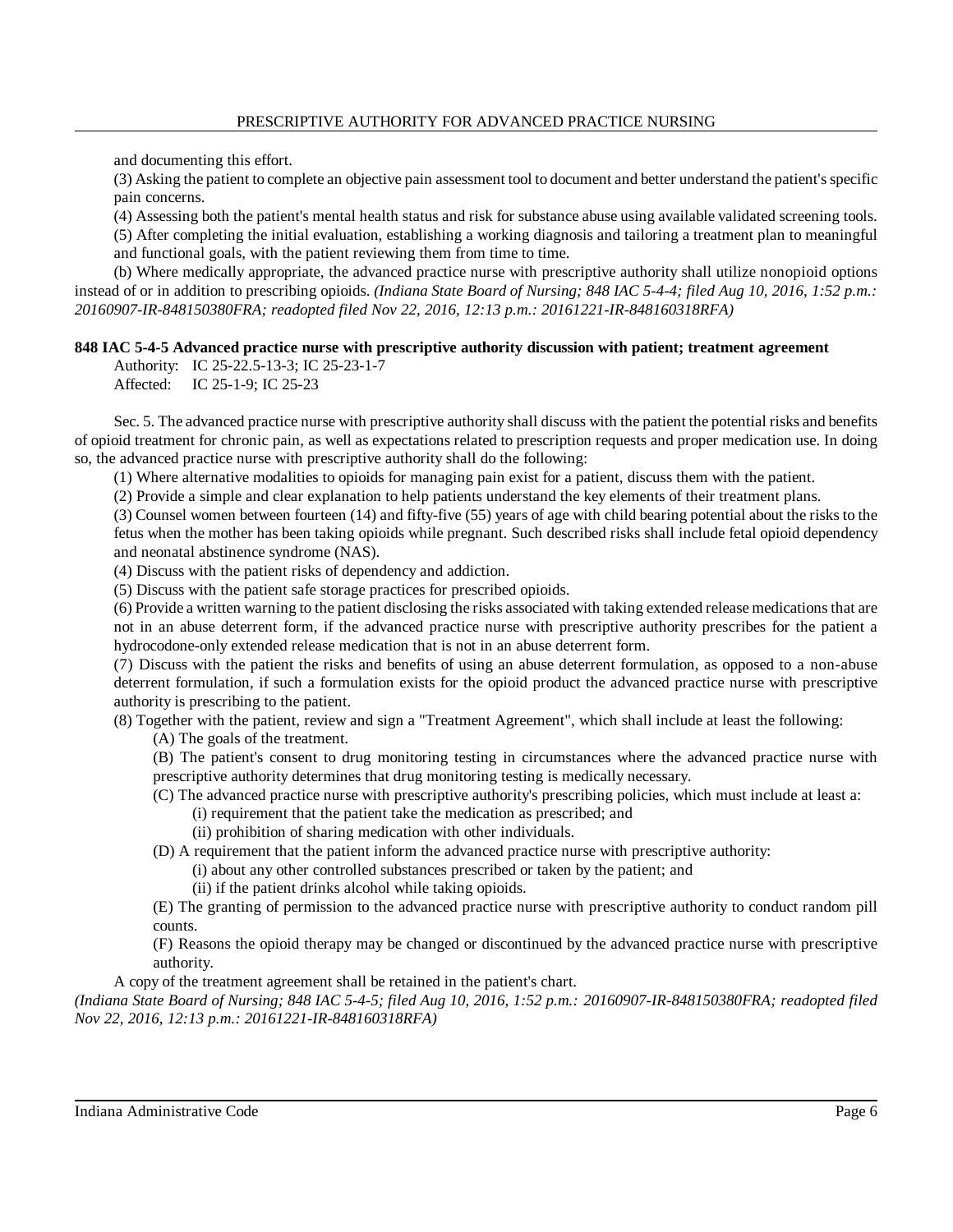and documenting this effort.

(3) Asking the patient to complete an objective pain assessment tool to document and better understand the patient's specific pain concerns.

(4) Assessing both the patient's mental health status and risk for substance abuse using available validated screening tools.

(5) After completing the initial evaluation, establishing a working diagnosis and tailoring a treatment plan to meaningful and functional goals, with the patient reviewing them from time to time.

(b) Where medically appropriate, the advanced practice nurse with prescriptive authority shall utilize nonopioid options instead of or in addition to prescribing opioids. *(Indiana State Board of Nursing; 848 IAC 5-4-4; filed Aug 10, 2016, 1:52 p.m.: 20160907-IR-848150380FRA; readopted filed Nov 22, 2016, 12:13 p.m.: 20161221-IR-848160318RFA)*

**848 IAC 5-4-5 Advanced practice nurse with prescriptive authority discussion with patient; treatment agreement**

Authority: IC 25-22.5-13-3; IC 25-23-1-7
Affected: IC 25-1-9; IC 25-23

Sec. 5. The advanced practice nurse with prescriptive authority shall discuss with the patient the potential risks and benefits of opioid treatment for chronic pain, as well as expectations related to prescription requests and proper medication use. In doing so, the advanced practice nurse with prescriptive authority shall do the following:

(1) Where alternative modalities to opioids for managing pain exist for a patient, discuss them with the patient.

(2) Provide a simple and clear explanation to help patients understand the key elements of their treatment plans.

(3) Counsel women between fourteen (14) and fifty-five (55) years of age with child bearing potential about the risks to the fetus when the mother has been taking opioids while pregnant. Such described risks shall include fetal opioid dependency and neonatal abstinence syndrome (NAS).

(4) Discuss with the patient risks of dependency and addiction.

(5) Discuss with the patient safe storage practices for prescribed opioids.

(6) Provide a written warning to the patient disclosing the risks associated with taking extended release medications that are not in an abuse deterrent form, if the advanced practice nurse with prescriptive authority prescribes for the patient a hydrocodone-only extended release medication that is not in an abuse deterrent form.

(7) Discuss with the patient the risks and benefits of using an abuse deterrent formulation, as opposed to a non-abuse deterrent formulation, if such a formulation exists for the opioid product the advanced practice nurse with prescriptive authority is prescribing to the patient.

(8) Together with the patient, review and sign a "Treatment Agreement", which shall include at least the following:

(A) The goals of the treatment.

(B) The patient's consent to drug monitoring testing in circumstances where the advanced practice nurse with prescriptive authority determines that drug monitoring testing is medically necessary.

(C) The advanced practice nurse with prescriptive authority's prescribing policies, which must include at least a:

(i) requirement that the patient take the medication as prescribed; and

(ii) prohibition of sharing medication with other individuals.

(D) A requirement that the patient inform the advanced practice nurse with prescriptive authority:

(i) about any other controlled substances prescribed or taken by the patient; and

(ii) if the patient drinks alcohol while taking opioids.

(E) The granting of permission to the advanced practice nurse with prescriptive authority to conduct random pill counts.

(F) Reasons the opioid therapy may be changed or discontinued by the advanced practice nurse with prescriptive authority.

A copy of the treatment agreement shall be retained in the patient's chart.

*(Indiana State Board of Nursing; 848 IAC 5-4-5; filed Aug 10, 2016, 1:52 p.m.: 20160907-IR-848150380FRA; readopted filed Nov 22, 2016, 12:13 p.m.: 20161221-IR-848160318RFA)*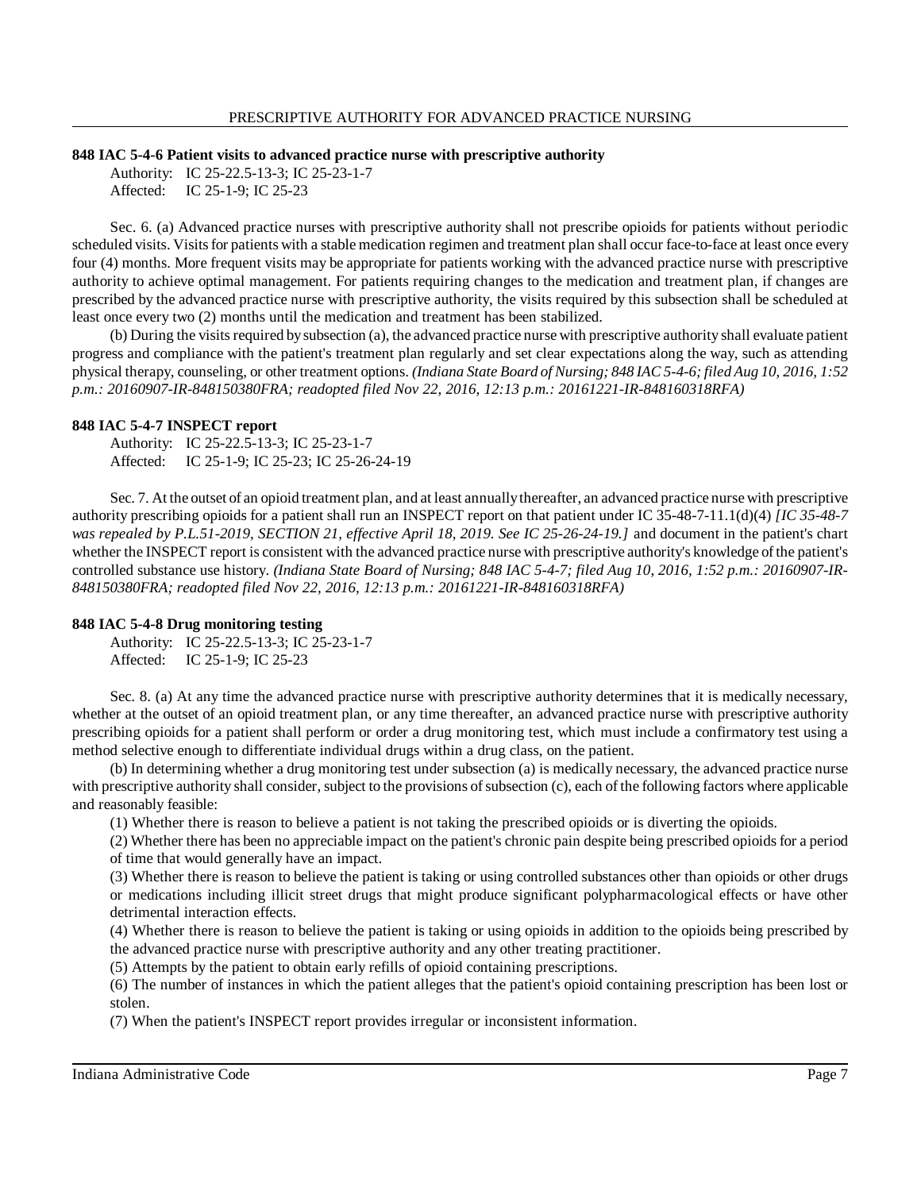### 848 IAC 5-4-6 Patient visits to advanced practice nurse with prescriptive authority

Authority: IC 25-22.5-13-3; IC 25-23-1-7
Affected: IC 25-1-9; IC 25-23

Sec. 6. (a) Advanced practice nurses with prescriptive authority shall not prescribe opioids for patients without periodic scheduled visits. Visits for patients with a stable medication regimen and treatment plan shall occur face-to-face at least once every four (4) months. More frequent visits may be appropriate for patients working with the advanced practice nurse with prescriptive authority to achieve optimal management. For patients requiring changes to the medication and treatment plan, if changes are prescribed by the advanced practice nurse with prescriptive authority, the visits required by this subsection shall be scheduled at least once every two (2) months until the medication and treatment has been stabilized.

(b) During the visits required by subsection (a), the advanced practice nurse with prescriptive authority shall evaluate patient progress and compliance with the patient's treatment plan regularly and set clear expectations along the way, such as attending physical therapy, counseling, or other treatment options. *(Indiana State Board of Nursing; 848 IAC 5-4-6; filed Aug 10, 2016, 1:52 p.m.: 20160907-IR-848150380FRA; readopted filed Nov 22, 2016, 12:13 p.m.: 20161221-IR-848160318RFA)*

### 848 IAC 5-4-7 INSPECT report

Authority: IC 25-22.5-13-3; IC 25-23-1-7
Affected: IC 25-1-9; IC 25-23; IC 25-26-24-19

Sec. 7. At the outset of an opioid treatment plan, and at least annually thereafter, an advanced practice nurse with prescriptive authority prescribing opioids for a patient shall run an INSPECT report on that patient under IC 35-48-7-11.1(d)(4) *[IC 35-48-7 was repealed by P.L.51-2019, SECTION 21, effective April 18, 2019. See IC 25-26-24-19.]* and document in the patient's chart whether the INSPECT report is consistent with the advanced practice nurse with prescriptive authority's knowledge of the patient's controlled substance use history. *(Indiana State Board of Nursing; 848 IAC 5-4-7; filed Aug 10, 2016, 1:52 p.m.: 20160907-IR-848150380FRA; readopted filed Nov 22, 2016, 12:13 p.m.: 20161221-IR-848160318RFA)*

### 848 IAC 5-4-8 Drug monitoring testing

Authority: IC 25-22.5-13-3; IC 25-23-1-7
Affected: IC 25-1-9; IC 25-23

Sec. 8. (a) At any time the advanced practice nurse with prescriptive authority determines that it is medically necessary, whether at the outset of an opioid treatment plan, or any time thereafter, an advanced practice nurse with prescriptive authority prescribing opioids for a patient shall perform or order a drug monitoring test, which must include a confirmatory test using a method selective enough to differentiate individual drugs within a drug class, on the patient.

(b) In determining whether a drug monitoring test under subsection (a) is medically necessary, the advanced practice nurse with prescriptive authority shall consider, subject to the provisions of subsection (c), each of the following factors where applicable and reasonably feasible:

(1) Whether there is reason to believe a patient is not taking the prescribed opioids or is diverting the opioids.

(2) Whether there has been no appreciable impact on the patient's chronic pain despite being prescribed opioids for a period of time that would generally have an impact.

(3) Whether there is reason to believe the patient is taking or using controlled substances other than opioids or other drugs or medications including illicit street drugs that might produce significant polypharmacological effects or have other detrimental interaction effects.

(4) Whether there is reason to believe the patient is taking or using opioids in addition to the opioids being prescribed by the advanced practice nurse with prescriptive authority and any other treating practitioner.

(5) Attempts by the patient to obtain early refills of opioid containing prescriptions.

(6) The number of instances in which the patient alleges that the patient's opioid containing prescription has been lost or stolen.

(7) When the patient's INSPECT report provides irregular or inconsistent information.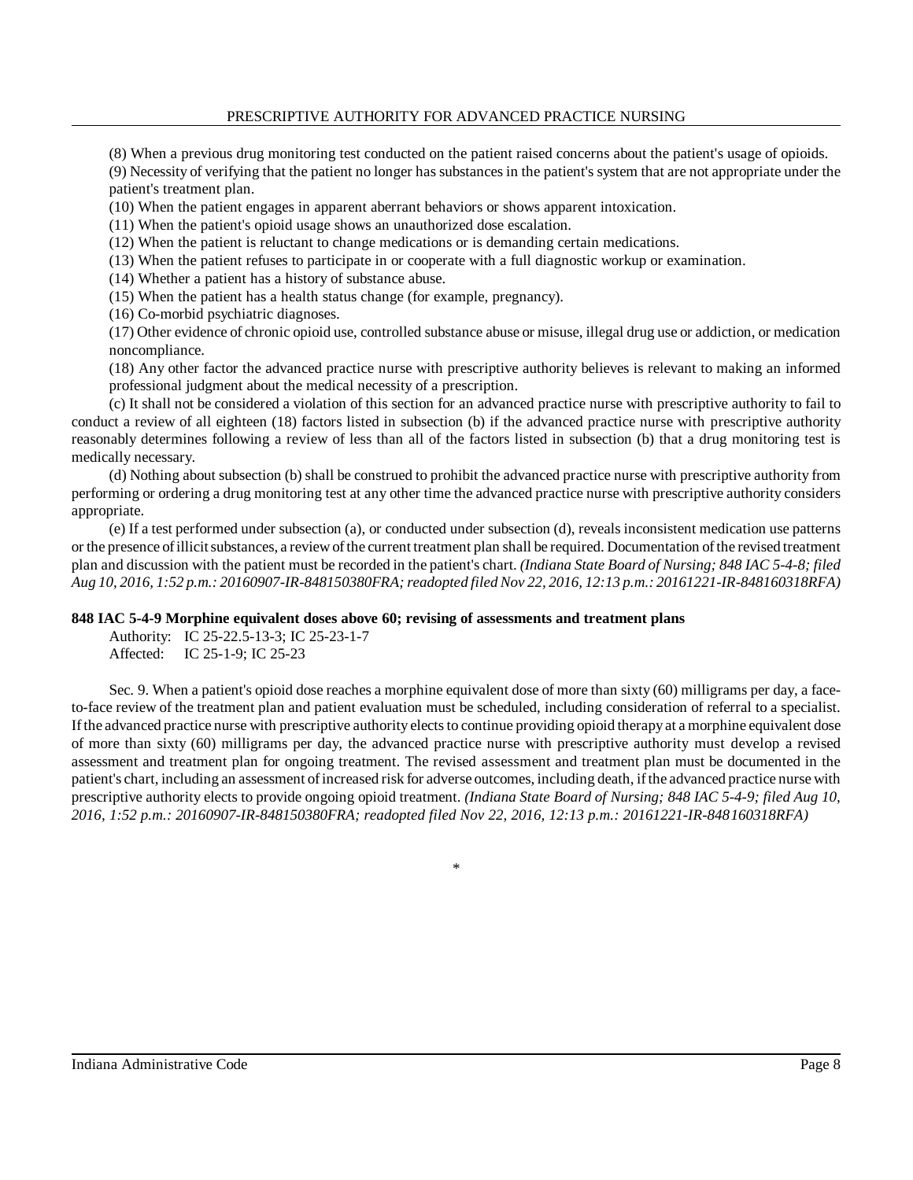(8) When a previous drug monitoring test conducted on the patient raised concerns about the patient's usage of opioids.

(9) Necessity of verifying that the patient no longer has substances in the patient's system that are not appropriate under the patient's treatment plan.

(10) When the patient engages in apparent aberrant behaviors or shows apparent intoxication.

(11) When the patient's opioid usage shows an unauthorized dose escalation.

(12) When the patient is reluctant to change medications or is demanding certain medications.

(13) When the patient refuses to participate in or cooperate with a full diagnostic workup or examination.

(14) Whether a patient has a history of substance abuse.

(15) When the patient has a health status change (for example, pregnancy).

(16) Co-morbid psychiatric diagnoses.

(17) Other evidence of chronic opioid use, controlled substance abuse or misuse, illegal drug use or addiction, or medication noncompliance.

(18) Any other factor the advanced practice nurse with prescriptive authority believes is relevant to making an informed professional judgment about the medical necessity of a prescription.

(c) It shall not be considered a violation of this section for an advanced practice nurse with prescriptive authority to fail to conduct a review of all eighteen (18) factors listed in subsection (b) if the advanced practice nurse with prescriptive authority reasonably determines following a review of less than all of the factors listed in subsection (b) that a drug monitoring test is medically necessary.

(d) Nothing about subsection (b) shall be construed to prohibit the advanced practice nurse with prescriptive authority from performing or ordering a drug monitoring test at any other time the advanced practice nurse with prescriptive authority considers appropriate.

(e) If a test performed under subsection (a), or conducted under subsection (d), reveals inconsistent medication use patterns or the presence of illicit substances, a review of the current treatment plan shall be required. Documentation of the revised treatment plan and discussion with the patient must be recorded in the patient's chart. *(Indiana State Board of Nursing; 848 IAC 5-4-8; filed Aug 10, 2016, 1:52 p.m.: 20160907-IR-848150380FRA; readopted filed Nov 22, 2016, 12:13 p.m.: 20161221-IR-848160318RFA)*

**848 IAC 5-4-9 Morphine equivalent doses above 60; revising of assessments and treatment plans**

Authority: IC 25-22.5-13-3; IC 25-23-1-7
Affected: IC 25-1-9; IC 25-23

Sec. 9. When a patient's opioid dose reaches a morphine equivalent dose of more than sixty (60) milligrams per day, a face-to-face review of the treatment plan and patient evaluation must be scheduled, including consideration of referral to a specialist. If the advanced practice nurse with prescriptive authority elects to continue providing opioid therapy at a morphine equivalent dose of more than sixty (60) milligrams per day, the advanced practice nurse with prescriptive authority must develop a revised assessment and treatment plan for ongoing treatment. The revised assessment and treatment plan must be documented in the patient's chart, including an assessment of increased risk for adverse outcomes, including death, if the advanced practice nurse with prescriptive authority elects to provide ongoing opioid treatment. *(Indiana State Board of Nursing; 848 IAC 5-4-9; filed Aug 10, 2016, 1:52 p.m.: 20160907-IR-848150380FRA; readopted filed Nov 22, 2016, 12:13 p.m.: 20161221-IR-848160318RFA)*

*